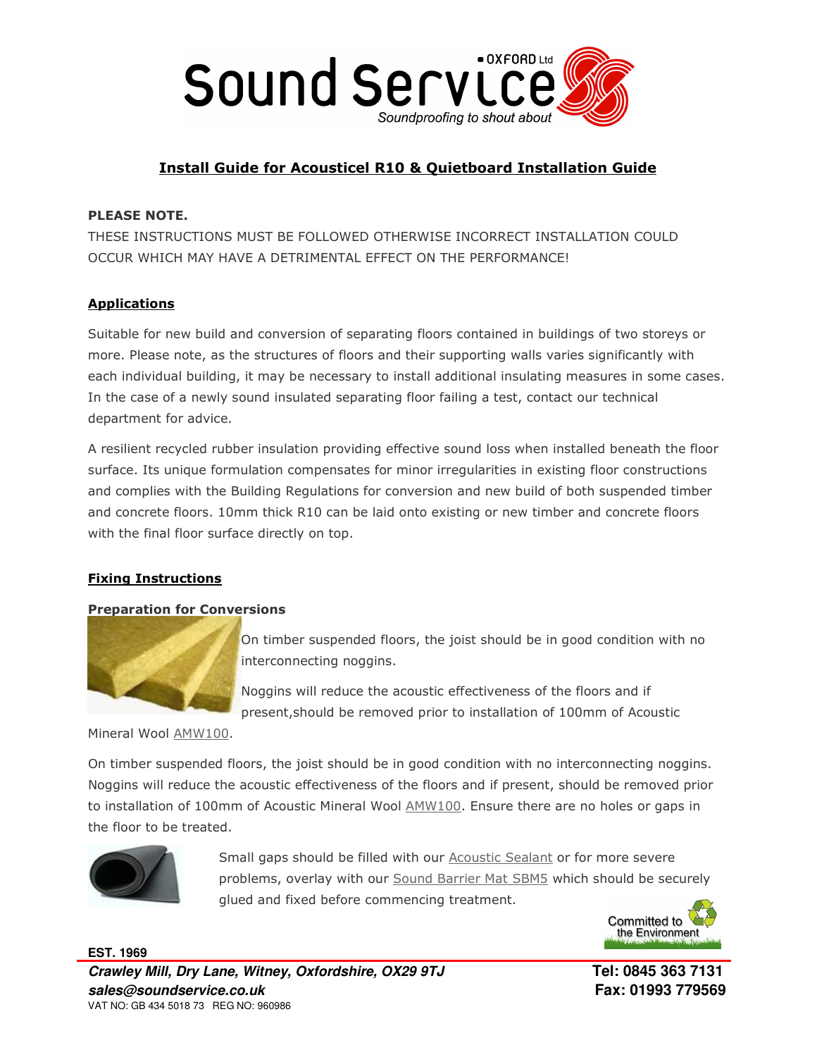# Install Guide for Acousticel R10 & Quietboard Installation Guide

**PLEASE NOTE.**

THESE INSTRUCTIONS MUST BE FOLLOWED OTHERWISE INCORRECT INSTALLATION COULD OCCUR WHICH MAY HAVE A DETRIMENTAL EFFECT ON THE PERFORMANCE!

## Applications

Suitable for new build and conversion of separating floors contained in buildings of two storeys or more. Please note, as the structures of floors and their supporting walls varies significantly with each individual building, it may be necessary to install additional insulating measures in some cases. In the case of a newly sound insulated separating floor failing a test, contact our technical department for advice.

A resilient recycled rubber insulation providing effective sound loss when installed beneath the floor surface. Its unique formulation compensates for minor irregularities in existing floor constructions and complies with the Building Regulations for conversion and new build of both suspended timber and concrete floors. 10mm thick R10 can be laid onto existing or new timber and concrete floors with the final floor surface directly on top.

## Fixing Instructions

### Preparation for Conversions

On timber suspended floors, the joist should be in good condition with no interconnecting noggins.

Noggins will reduce the acoustic effectiveness of the floors and if present,should be removed prior to installation of 100mm of Acoustic Mineral Wool AMW100.

On timber suspended floors, the joist should be in good condition with no interconnecting noggins. Noggins will reduce the acoustic effectiveness of the floors and if present, should be removed prior to installation of 100mm of Acoustic Mineral Wool AMW100. Ensure there are no holes or gaps in the floor to be treated.

Small gaps should be filled with our Acoustic Sealant or for more severe problems, overlay with our Sound Barrier Mat SBM5 which should be securely glued and fixed before commencing treatment.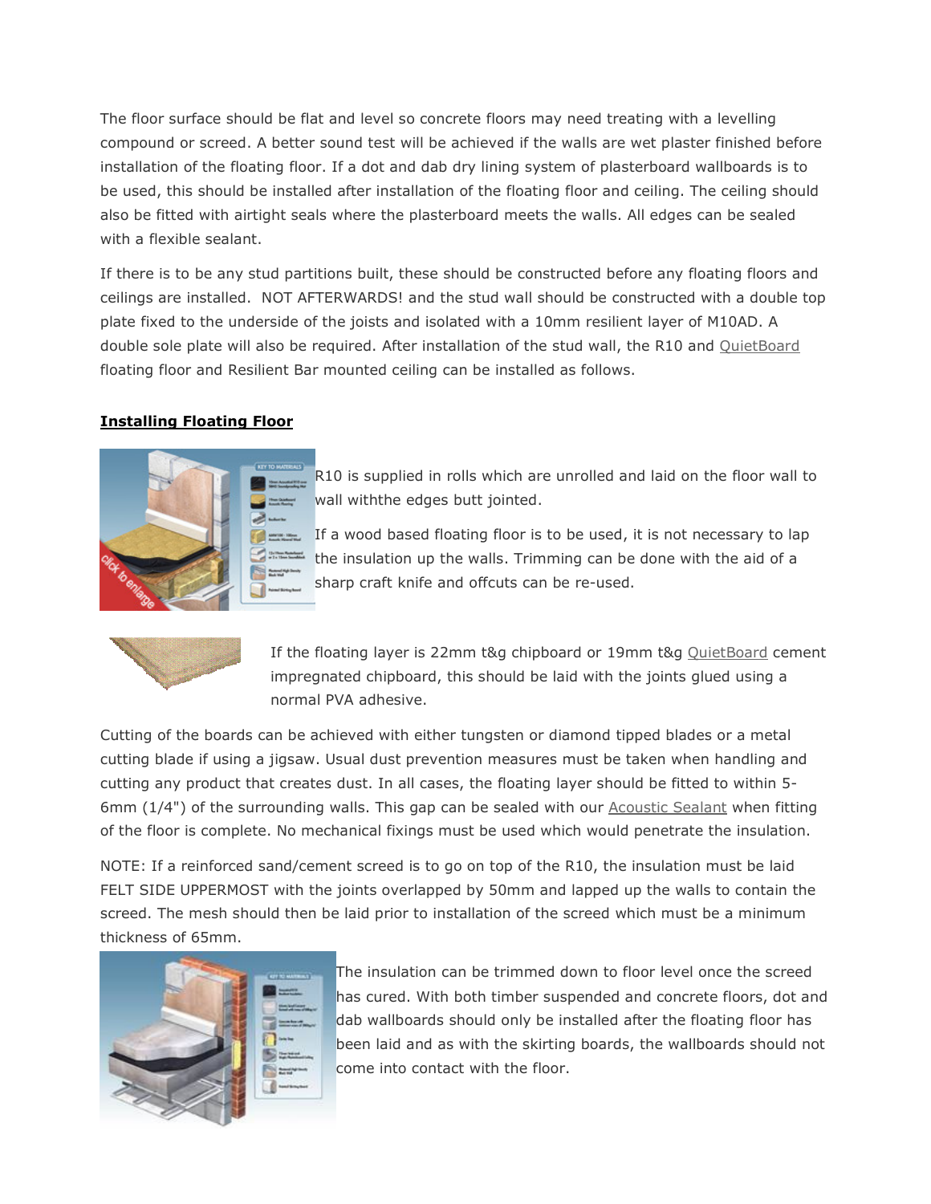The floor surface should be flat and level so concrete floors may need treating with a levelling compound or screed. A better sound test will be achieved if the walls are wet plaster finished before installation of the floating floor. If a dot and dab dry lining system of plasterboard wallboards is to be used, this should be installed after installation of the floating floor and ceiling. The ceiling should also be fitted with airtight seals where the plasterboard meets the walls. All edges can be sealed with a flexible sealant.

If there is to be any stud partitions built, these should be constructed before any floating floors and ceilings are installed. NOT AFTERWARDS! and the stud wall should be constructed with a double top plate fixed to the underside of the joists and isolated with a 10mm resilient layer of M10AD. A double sole plate will also be required. After installation of the stud wall, the R10 and QuietBoard floating floor and Resilient Bar mounted ceiling can be installed as follows.

## **Installing Floating Floor**

R10 is supplied in rolls which are unrolled and laid on the floor wall to wall withthe edges butt jointed.

If a wood based floating floor is to be used, it is not necessary to lap the insulation up the walls. Trimming can be done with the aid of a sharp craft knife and offcuts can be re-used.

If the floating layer is 22mm t&g chipboard or 19mm t&g QuietBoard cement impregnated chipboard, this should be laid with the joints glued using a normal PVA adhesive.

Cutting of the boards can be achieved with either tungsten or diamond tipped blades or a metal cutting blade if using a jigsaw. Usual dust prevention measures must be taken when handling and cutting any product that creates dust. In all cases, the floating layer should be fitted to within 5-6mm (1/4") of the surrounding walls. This gap can be sealed with our Acoustic Sealant when fitting of the floor is complete. No mechanical fixings must be used which would penetrate the insulation.

NOTE: If a reinforced sand/cement screed is to go on top of the R10, the insulation must be laid FELT SIDE UPPERMOST with the joints overlapped by 50mm and lapped up the walls to contain the screed. The mesh should then be laid prior to installation of the screed which must be a minimum thickness of 65mm.

The insulation can be trimmed down to floor level once the screed has cured. With both timber suspended and concrete floors, dot and dab wallboards should only be installed after the floating floor has been laid and as with the skirting boards, the wallboards should not come into contact with the floor.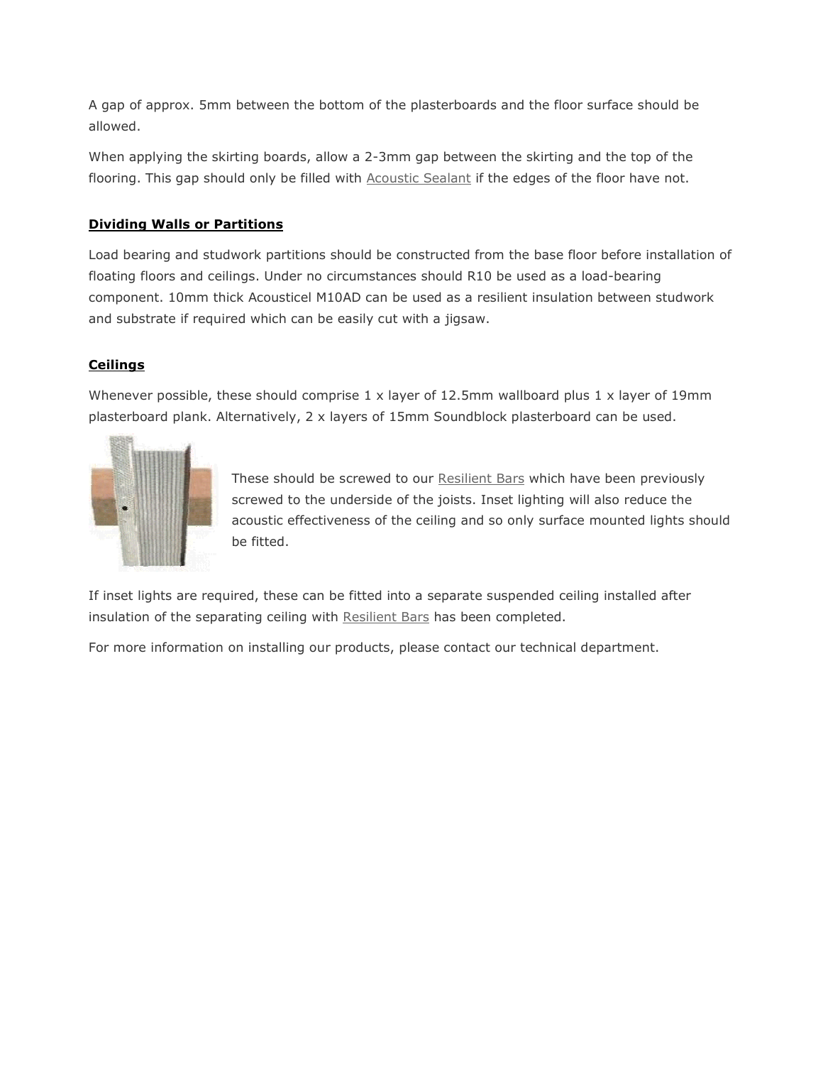A gap of approx. 5mm between the bottom of the plasterboards and the floor surface should be allowed.

When applying the skirting boards, allow a 2-3mm gap between the skirting and the top of the flooring. This gap should only be filled with Acoustic Sealant if the edges of the floor have not.

## Dividing Walls or Partitions

Load bearing and studwork partitions should be constructed from the base floor before installation of floating floors and ceilings. Under no circumstances should R10 be used as a load-bearing component. 10mm thick Acousticel M10AD can be used as a resilient insulation between studwork and substrate if required which can be easily cut with a jigsaw.

## Ceilings

Whenever possible, these should comprise 1 x layer of 12.5mm wallboard plus 1 x layer of 19mm plasterboard plank. Alternatively, 2 x layers of 15mm Soundblock plasterboard can be used.

These should be screwed to our Resilient Bars which have been previously screwed to the underside of the joists. Inset lighting will also reduce the acoustic effectiveness of the ceiling and so only surface mounted lights should be fitted.

If inset lights are required, these can be fitted into a separate suspended ceiling installed after insulation of the separating ceiling with Resilient Bars has been completed.

For more information on installing our products, please contact our technical department.